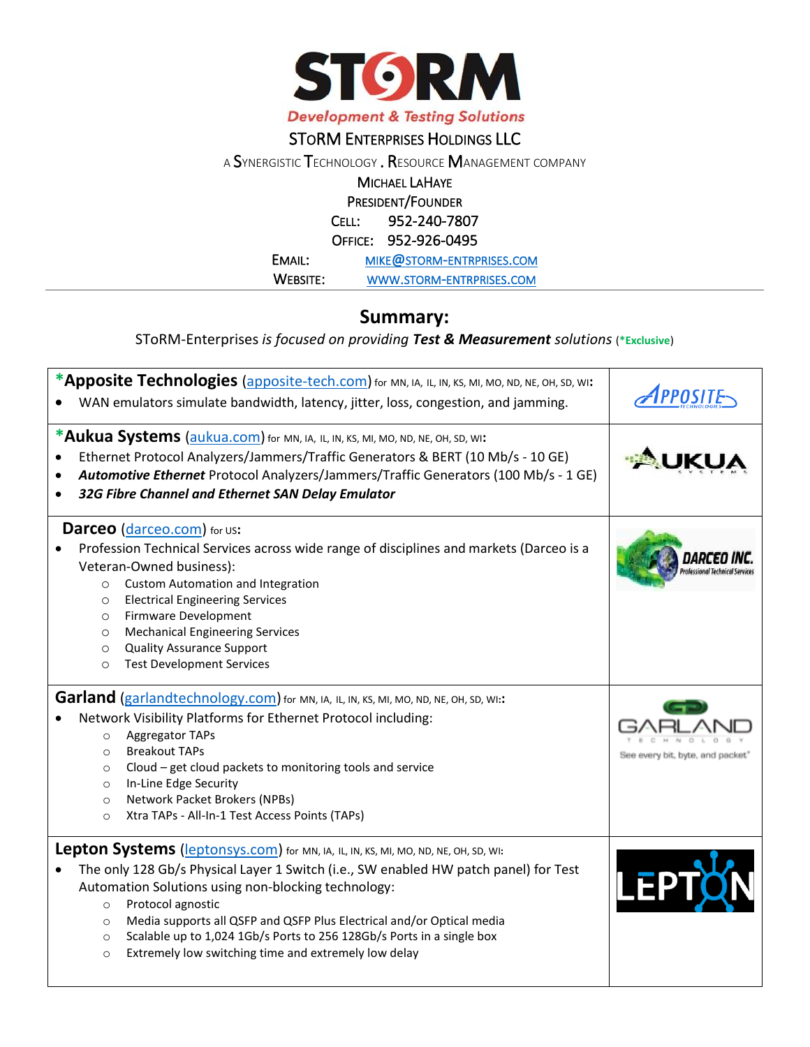# STORM

**Development & Testing Solutions**

STORM ENTERPRISES HOLDINGS LLC

A SYNERGISTIC TECHNOLOGY . RESOURCE MANAGEMENT COMPANY

MICHAEL LAHAYE

PRESIDENT/FOUNDER

CELL: 952-240-7807

OFFICE: 952-926-0495

EMAIL: MIKE@STORM-ENTRPRISES.COM

WEBSITE: WWW.STORM-ENTRPRISES.COM

---

## Summary:

STORM-Enterprises *is focused on providing* ***Test & Measurement*** *solutions* (*Exclusive)

| | |
|---|---|
| ***Apposite Technologies** (apposite-tech.com) for MN, IA, IL, IN, KS, MI, MO, ND, NE, OH, SD, WI:<br>• WAN emulators simulate bandwidth, latency, jitter, loss, congestion, and jamming. | APPOSITE TECHNOLOGIES |
| ***Aukua Systems** (aukua.com) for MN, IA, IL, IN, KS, MI, MO, ND, NE, OH, SD, WI:<br>• Ethernet Protocol Analyzers/Jammers/Traffic Generators & BERT (10 Mb/s - 10 GE)<br>• ***Automotive Ethernet*** Protocol Analyzers/Jammers/Traffic Generators (100 Mb/s - 1 GE)<br>• ***32G Fibre Channel and Ethernet SAN Delay Emulator*** | AUKUA SYSTEMS |
| **Darceo** (darceo.com) for US:<br>• Profession Technical Services across wide range of disciplines and markets (Darceo is a Veteran-Owned business):<br>  ○ Custom Automation and Integration<br>  ○ Electrical Engineering Services<br>  ○ Firmware Development<br>  ○ Mechanical Engineering Services<br>  ○ Quality Assurance Support<br>  ○ Test Development Services | DARCEO INC. Professional Technical Services |
| **Garland** (garlandtechnology.com) for MN, IA, IL, IN, KS, MI, MO, ND, NE, OH, SD, WI::<br>• Network Visibility Platforms for Ethernet Protocol including:<br>  ○ Aggregator TAPs<br>  ○ Breakout TAPs<br>  ○ Cloud – get cloud packets to monitoring tools and service<br>  ○ In-Line Edge Security<br>  ○ Network Packet Brokers (NPBs)<br>  ○ Xtra TAPs - All-In-1 Test Access Points (TAPs) | GARLAND TECHNOLOGY See every bit, byte, and packet® |
| **Lepton Systems** (leptonsys.com) for MN, IA, IL, IN, KS, MI, MO, ND, NE, OH, SD, WI:<br>• The only 128 Gb/s Physical Layer 1 Switch (i.e., SW enabled HW patch panel) for Test Automation Solutions using non-blocking technology:<br>  ○ Protocol agnostic<br>  ○ Media supports all QSFP and QSFP Plus Electrical and/or Optical media<br>  ○ Scalable up to 1,024 1Gb/s Ports to 256 128Gb/s Ports in a single box<br>  ○ Extremely low switching time and extremely low delay | LEPTON |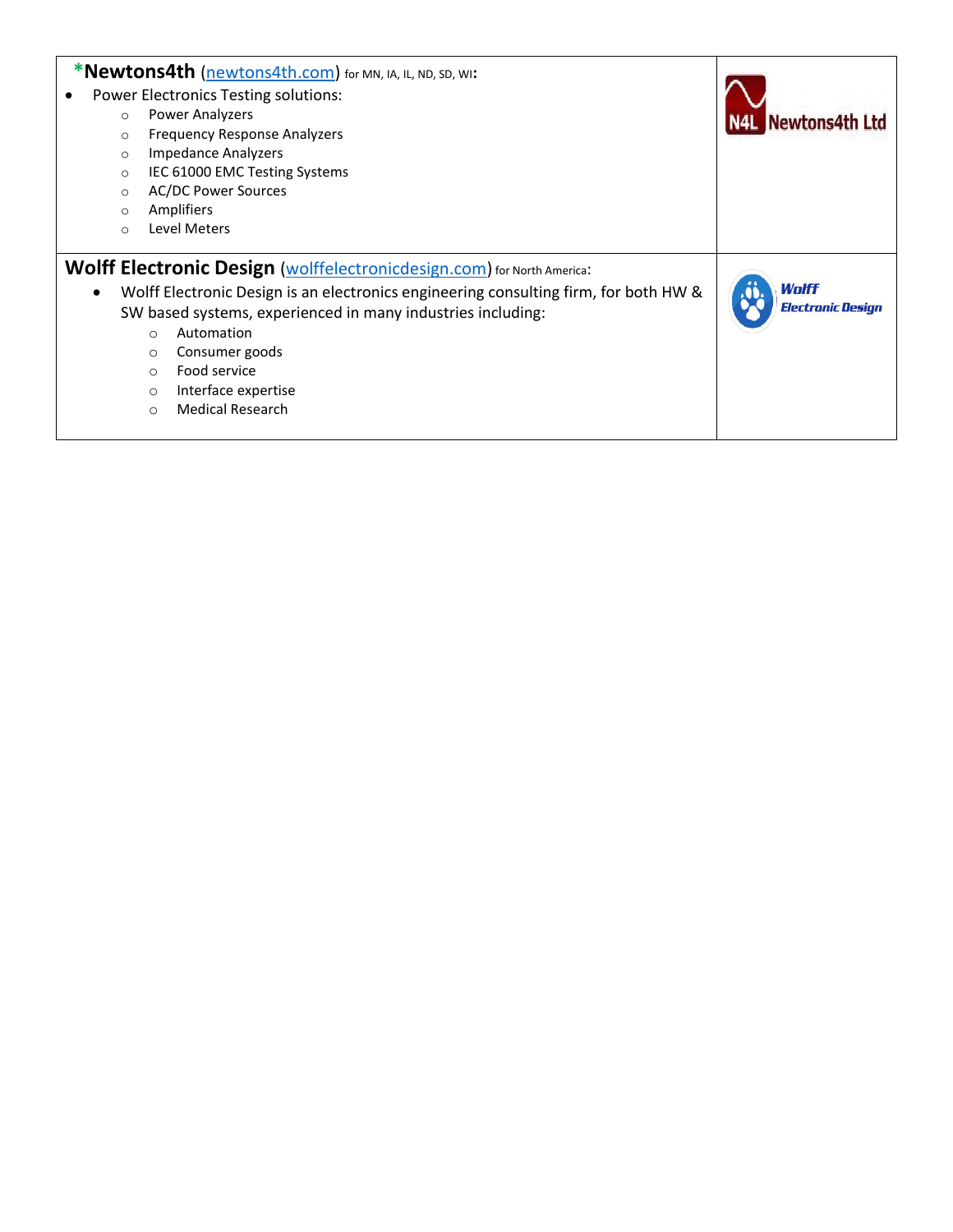| | |
|---|---|
| ***Newtons4th** (newtons4th.com) for MN, IA, IL, ND, SD, WI:<br>• Power Electronics Testing solutions:<br>  ○ Power Analyzers<br>  ○ Frequency Response Analyzers<br>  ○ Impedance Analyzers<br>  ○ IEC 61000 EMC Testing Systems<br>  ○ AC/DC Power Sources<br>  ○ Amplifiers<br>  ○ Level Meters | N4L Newtons4th Ltd |
| **Wolff Electronic Design** (wolffelectronicdesign.com) for North America:<br>• Wolff Electronic Design is an electronics engineering consulting firm, for both HW & SW based systems, experienced in many industries including:<br>  ○ Automation<br>  ○ Consumer goods<br>  ○ Food service<br>  ○ Interface expertise<br>  ○ Medical Research | Wolff Electronic Design |